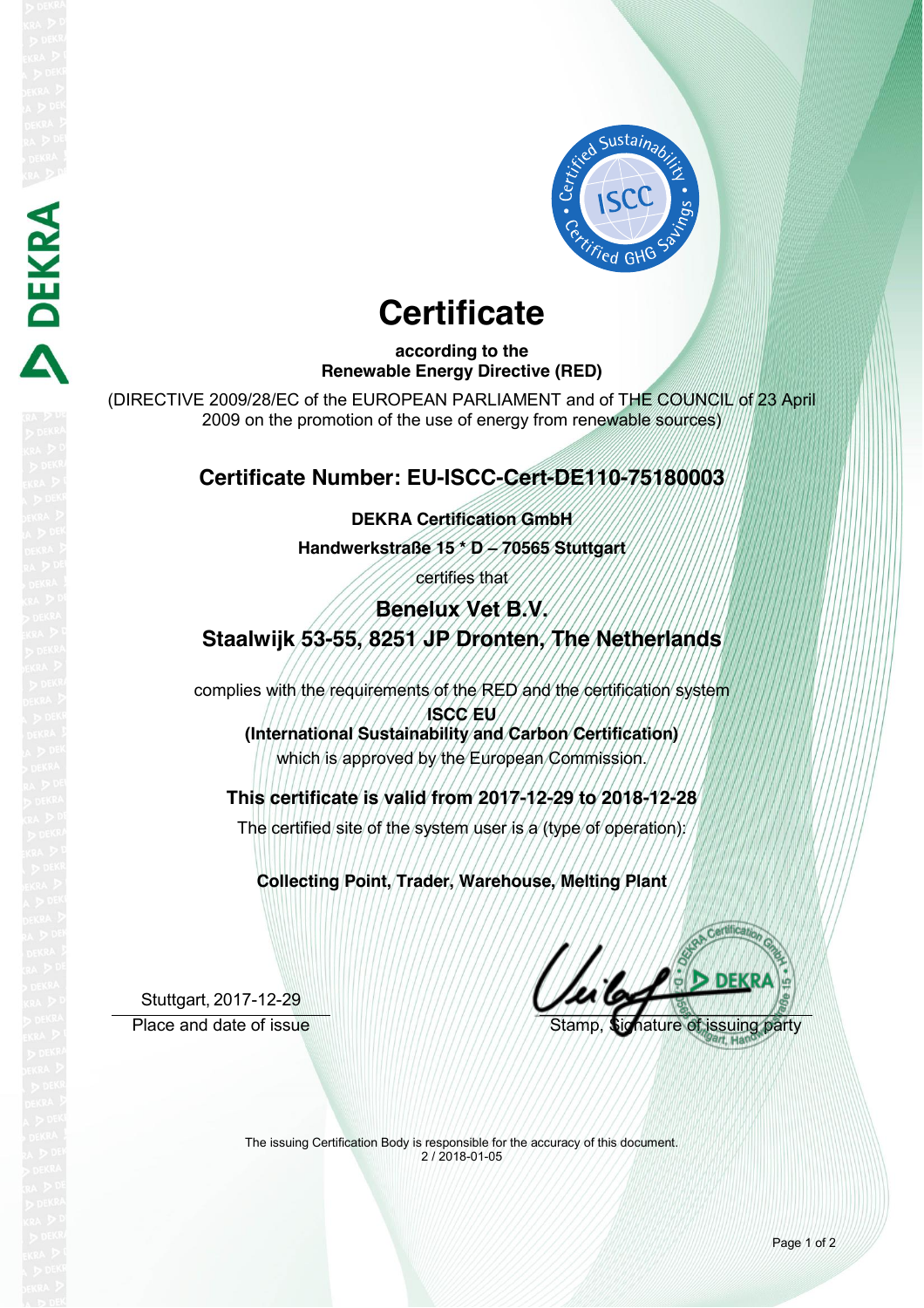# Certificate

**according to the**
**Renewable Energy Directive (RED)**

(DIRECTIVE 2009/28/EC of the EUROPEAN PARLIAMENT and of THE COUNCIL of 23 April 2009 on the promotion of the use of energy from renewable sources)

## Certificate Number: EU-ISCC-Cert-DE110-75180003

**DEKRA Certification GmbH**

**Handwerkstraße 15 * D – 70565 Stuttgart**

certifies that

### Benelux Vet B.V.
### Staalwijk 53-55, 8251 JP Dronten, The Netherlands

complies with the requirements of the RED and the certification system

**ISCC EU**
**(International Sustainability and Carbon Certification)**

which is approved by the European Commission.

**This certificate is valid from 2017-12-29 to 2018-12-28**

The certified site of the system user is a (type of operation):

**Collecting Point, Trader, Warehouse, Melting Plant**

Stuttgart, 2017-12-29
Place and date of issue

Stamp, Signature of issuing party

The issuing Certification Body is responsible for the accuracy of this document.
2 / 2018-01-05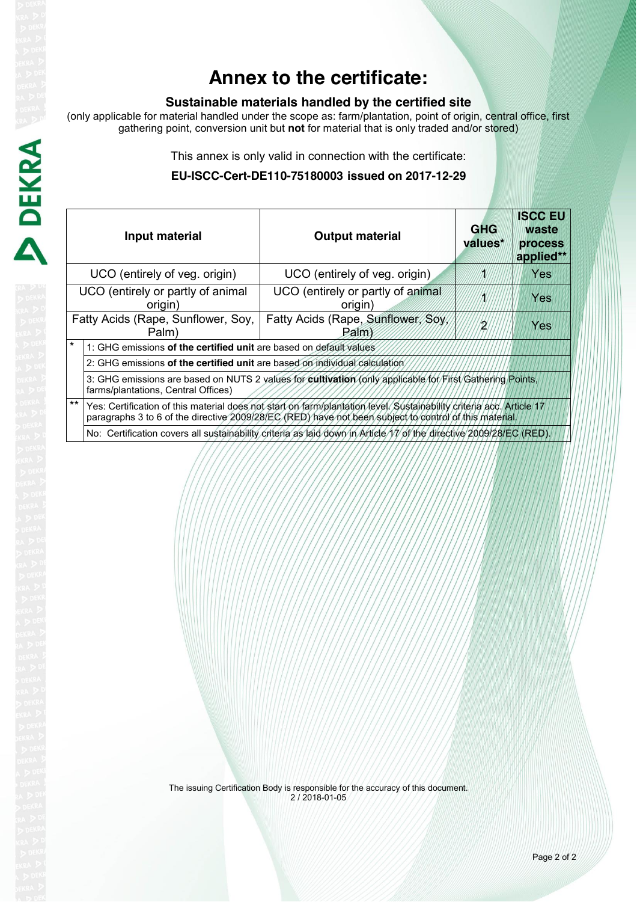# Annex to the certificate:

## Sustainable materials handled by the certified site

(only applicable for material handled under the scope as: farm/plantation, point of origin, central office, first gathering point, conversion unit but **not** for material that is only traded and/or stored)

This annex is only valid in connection with the certificate:

**EU-ISCC-Cert-DE110-75180003 issued on 2017-12-29**

| Input material | Output material | GHG values* | ISCC EU waste process applied** |
|---|---|---|---|
| UCO (entirely of veg. origin) | UCO (entirely of veg. origin) | 1 | Yes |
| UCO (entirely or partly of animal origin) | UCO (entirely or partly of animal origin) | 1 | Yes |
| Fatty Acids (Rape, Sunflower, Soy, Palm) | Fatty Acids (Rape, Sunflower, Soy, Palm) | 2 | Yes |

\* 1: GHG emissions **of the certified unit** are based on default values

2: GHG emissions **of the certified unit** are based on individual calculation

3: GHG emissions are based on NUTS 2 values for **cultivation** (only applicable for First Gathering Points, farms/plantations, Central Offices)

** Yes: Certification of this material does not start on farm/plantation level. Sustainability criteria acc. Article 17 paragraphs 3 to 6 of the directive 2009/28/EC (RED) have not been subject to control of this material.

No: Certification covers all sustainability criteria as laid down in Article 17 of the directive 2009/28/EC (RED).

The issuing Certification Body is responsible for the accuracy of this document.
2 / 2018-01-05